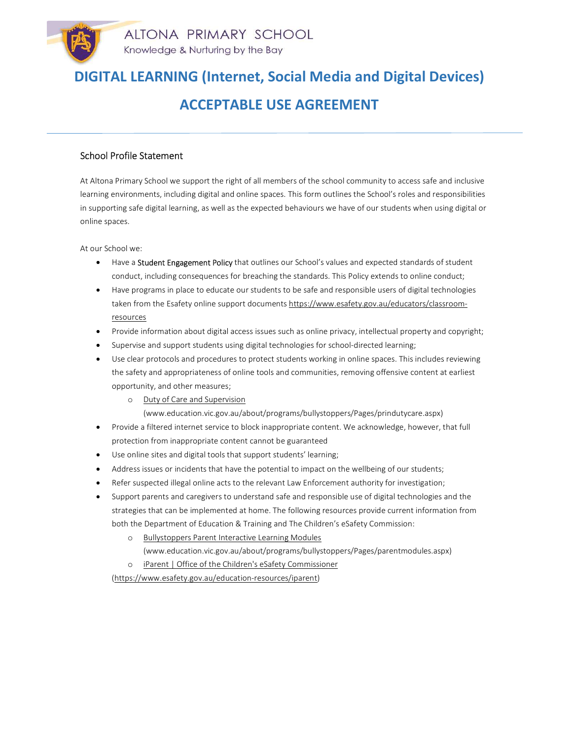ALTONA PRIMARY SCHOOL

Knowledge & Nurturing by the Bay

# DIGITAL LEARNING (Internet, Social Media and Digital Devices)

# ACCEPTABLE USE AGREEMENT

## School Profile Statement

At Altona Primary School we support the right of all members of the school community to access safe and inclusive learning environments, including digital and online spaces. This form outlines the School's roles and responsibilities in supporting safe digital learning, as well as the expected behaviours we have of our students when using digital or online spaces.

At our School we:

- Have a Student Engagement Policy that outlines our School's values and expected standards of student conduct, including consequences for breaching the standards. This Policy extends to online conduct;
- Have programs in place to educate our students to be safe and responsible users of digital technologies taken from the Esafety online support documents https://www.esafety.gov.au/educators/classroom-resources
- Provide information about digital access issues such as online privacy, intellectual property and copyright;
- Supervise and support students using digital technologies for school-directed learning;
- Use clear protocols and procedures to protect students working in online spaces. This includes reviewing the safety and appropriateness of online tools and communities, removing offensive content at earliest opportunity, and other measures;
  - Duty of Care and Supervision (www.education.vic.gov.au/about/programs/bullystoppers/Pages/prindutycare.aspx)
- Provide a filtered internet service to block inappropriate content. We acknowledge, however, that full protection from inappropriate content cannot be guaranteed
- Use online sites and digital tools that support students' learning;
- Address issues or incidents that have the potential to impact on the wellbeing of our students;
- Refer suspected illegal online acts to the relevant Law Enforcement authority for investigation;
- Support parents and caregivers to understand safe and responsible use of digital technologies and the strategies that can be implemented at home. The following resources provide current information from both the Department of Education & Training and The Children's eSafety Commission:
  - Bullystoppers Parent Interactive Learning Modules (www.education.vic.gov.au/about/programs/bullystoppers/Pages/parentmodules.aspx)
  - iParent | Office of the Children's eSafety Commissioner

  (https://www.esafety.gov.au/education-resources/iparent)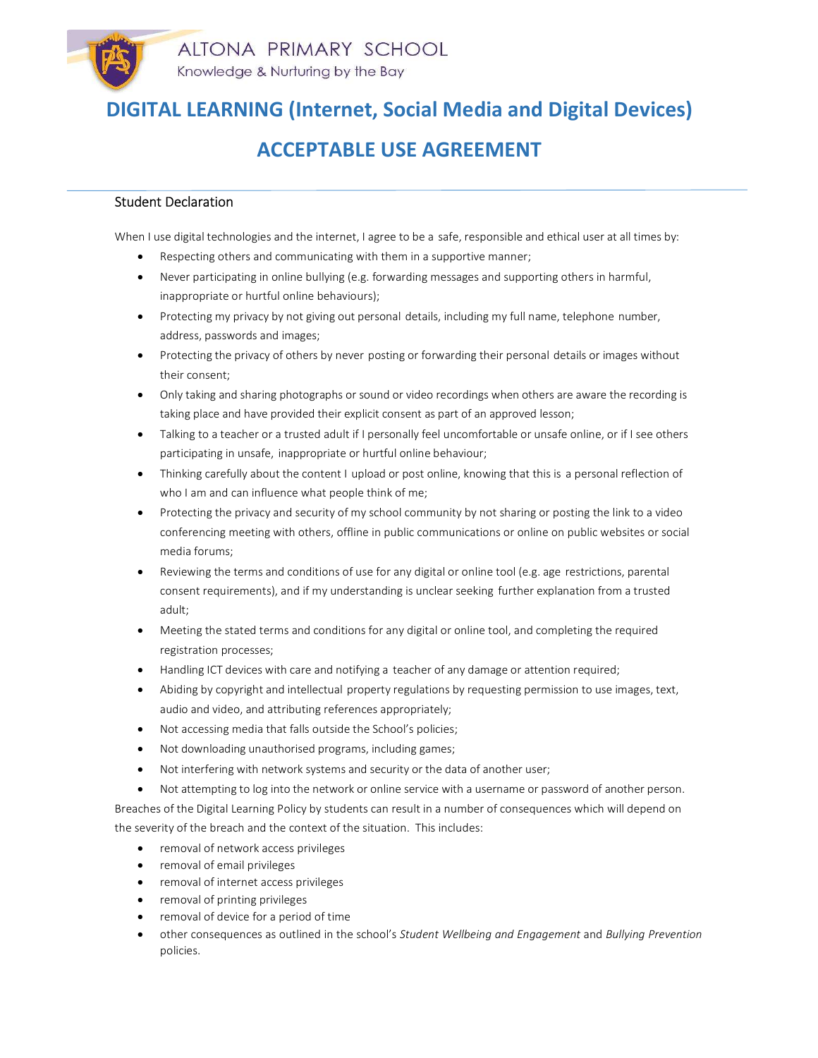ALTONA PRIMARY SCHOOL

Knowledge & Nurturing by the Bay

# DIGITAL LEARNING (Internet, Social Media and Digital Devices)

# ACCEPTABLE USE AGREEMENT

## Student Declaration

When I use digital technologies and the internet, I agree to be a safe, responsible and ethical user at all times by:

- Respecting others and communicating with them in a supportive manner;
- Never participating in online bullying (e.g. forwarding messages and supporting others in harmful, inappropriate or hurtful online behaviours);
- Protecting my privacy by not giving out personal details, including my full name, telephone number, address, passwords and images;
- Protecting the privacy of others by never posting or forwarding their personal details or images without their consent;
- Only taking and sharing photographs or sound or video recordings when others are aware the recording is taking place and have provided their explicit consent as part of an approved lesson;
- Talking to a teacher or a trusted adult if I personally feel uncomfortable or unsafe online, or if I see others participating in unsafe, inappropriate or hurtful online behaviour;
- Thinking carefully about the content I upload or post online, knowing that this is a personal reflection of who I am and can influence what people think of me;
- Protecting the privacy and security of my school community by not sharing or posting the link to a video conferencing meeting with others, offline in public communications or online on public websites or social media forums;
- Reviewing the terms and conditions of use for any digital or online tool (e.g. age restrictions, parental consent requirements), and if my understanding is unclear seeking further explanation from a trusted adult;
- Meeting the stated terms and conditions for any digital or online tool, and completing the required registration processes;
- Handling ICT devices with care and notifying a teacher of any damage or attention required;
- Abiding by copyright and intellectual property regulations by requesting permission to use images, text, audio and video, and attributing references appropriately;
- Not accessing media that falls outside the School's policies;
- Not downloading unauthorised programs, including games;
- Not interfering with network systems and security or the data of another user;
- Not attempting to log into the network or online service with a username or password of another person.

Breaches of the Digital Learning Policy by students can result in a number of consequences which will depend on the severity of the breach and the context of the situation. This includes:

- removal of network access privileges
- removal of email privileges
- removal of internet access privileges
- removal of printing privileges
- removal of device for a period of time
- other consequences as outlined in the school's *Student Wellbeing and Engagement* and *Bullying Prevention* policies.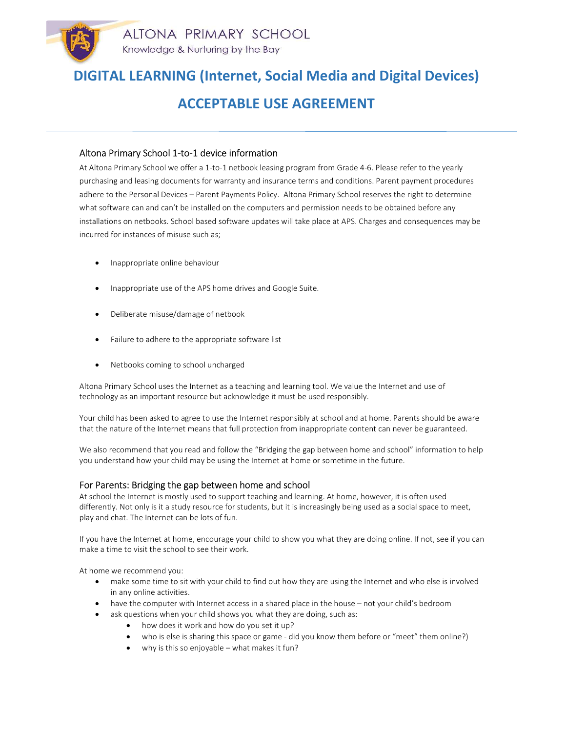# ALTONA PRIMARY SCHOOL

Knowledge & Nurturing by the Bay

# DIGITAL LEARNING (Internet, Social Media and Digital Devices)

# ACCEPTABLE USE AGREEMENT

## Altona Primary School 1-to-1 device information

At Altona Primary School we offer a 1-to-1 netbook leasing program from Grade 4-6. Please refer to the yearly purchasing and leasing documents for warranty and insurance terms and conditions. Parent payment procedures adhere to the Personal Devices – Parent Payments Policy. Altona Primary School reserves the right to determine what software can and can't be installed on the computers and permission needs to be obtained before any installations on netbooks. School based software updates will take place at APS. Charges and consequences may be incurred for instances of misuse such as;

- Inappropriate online behaviour
- Inappropriate use of the APS home drives and Google Suite.
- Deliberate misuse/damage of netbook
- Failure to adhere to the appropriate software list
- Netbooks coming to school uncharged

Altona Primary School uses the Internet as a teaching and learning tool. We value the Internet and use of technology as an important resource but acknowledge it must be used responsibly.

Your child has been asked to agree to use the Internet responsibly at school and at home. Parents should be aware that the nature of the Internet means that full protection from inappropriate content can never be guaranteed.

We also recommend that you read and follow the "Bridging the gap between home and school" information to help you understand how your child may be using the Internet at home or sometime in the future.

## For Parents: Bridging the gap between home and school

At school the Internet is mostly used to support teaching and learning. At home, however, it is often used differently. Not only is it a study resource for students, but it is increasingly being used as a social space to meet, play and chat. The Internet can be lots of fun.

If you have the Internet at home, encourage your child to show you what they are doing online. If not, see if you can make a time to visit the school to see their work.

At home we recommend you:

- make some time to sit with your child to find out how they are using the Internet and who else is involved in any online activities.
- have the computer with Internet access in a shared place in the house – not your child's bedroom
- ask questions when your child shows you what they are doing, such as:
  - how does it work and how do you set it up?
  - who is else is sharing this space or game - did you know them before or "meet" them online?)
  - why is this so enjoyable – what makes it fun?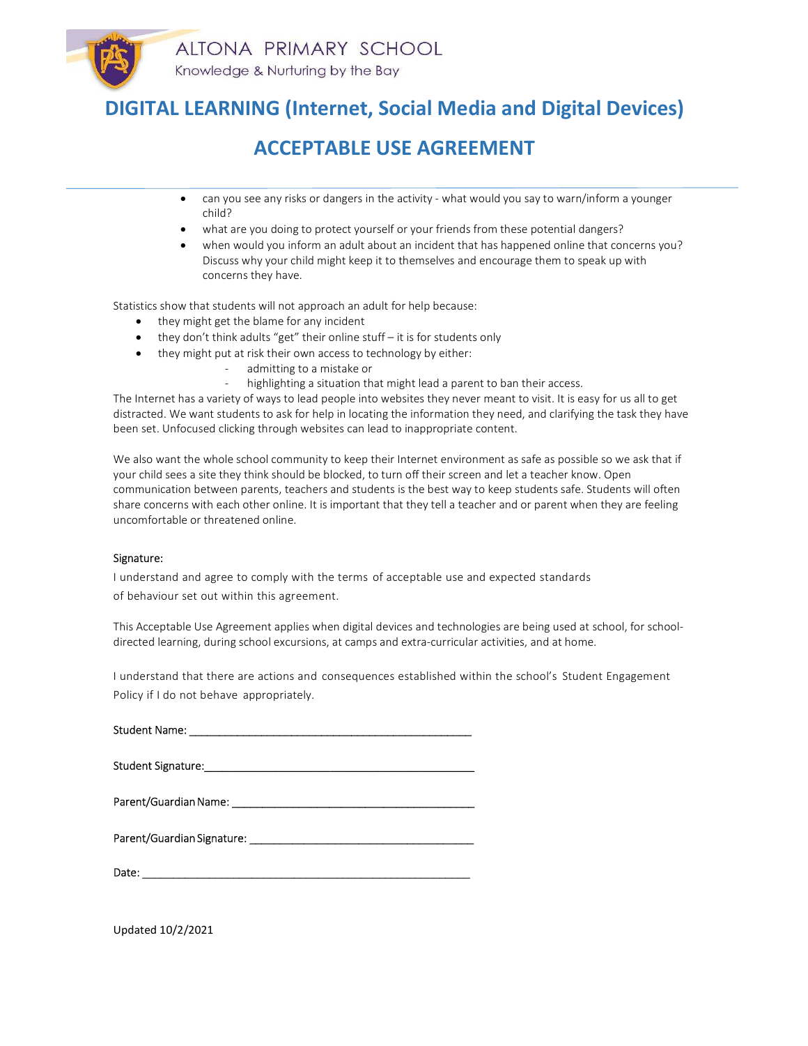- can you see any risks or dangers in the activity - what would you say to warn/inform a younger child?
- what are you doing to protect yourself or your friends from these potential dangers?
- when would you inform an adult about an incident that has happened online that concerns you? Discuss why your child might keep it to themselves and encourage them to speak up with concerns they have.

Statistics show that students will not approach an adult for help because:

- they might get the blame for any incident
- they don't think adults "get" their online stuff – it is for students only
- they might put at risk their own access to technology by either:
  - admitting to a mistake or
  - highlighting a situation that might lead a parent to ban their access.

The Internet has a variety of ways to lead people into websites they never meant to visit. It is easy for us all to get distracted. We want students to ask for help in locating the information they need, and clarifying the task they have been set. Unfocused clicking through websites can lead to inappropriate content.

We also want the whole school community to keep their Internet environment as safe as possible so we ask that if your child sees a site they think should be blocked, to turn off their screen and let a teacher know. Open communication between parents, teachers and students is the best way to keep students safe. Students will often share concerns with each other online. It is important that they tell a teacher and or parent when they are feeling uncomfortable or threatened online.

Signature:

I understand and agree to comply with the terms of acceptable use and expected standards of behaviour set out within this agreement.

This Acceptable Use Agreement applies when digital devices and technologies are being used at school, for school-directed learning, during school excursions, at camps and extra-curricular activities, and at home.

I understand that there are actions and consequences established within the school's Student Engagement Policy if I do not behave appropriately.

Student Name: ____________________________________________

Student Signature: ____________________________________________

Parent/Guardian Name: ____________________________________________

Parent/Guardian Signature: ____________________________________________

Date: ____________________________________________

Updated 10/2/2021